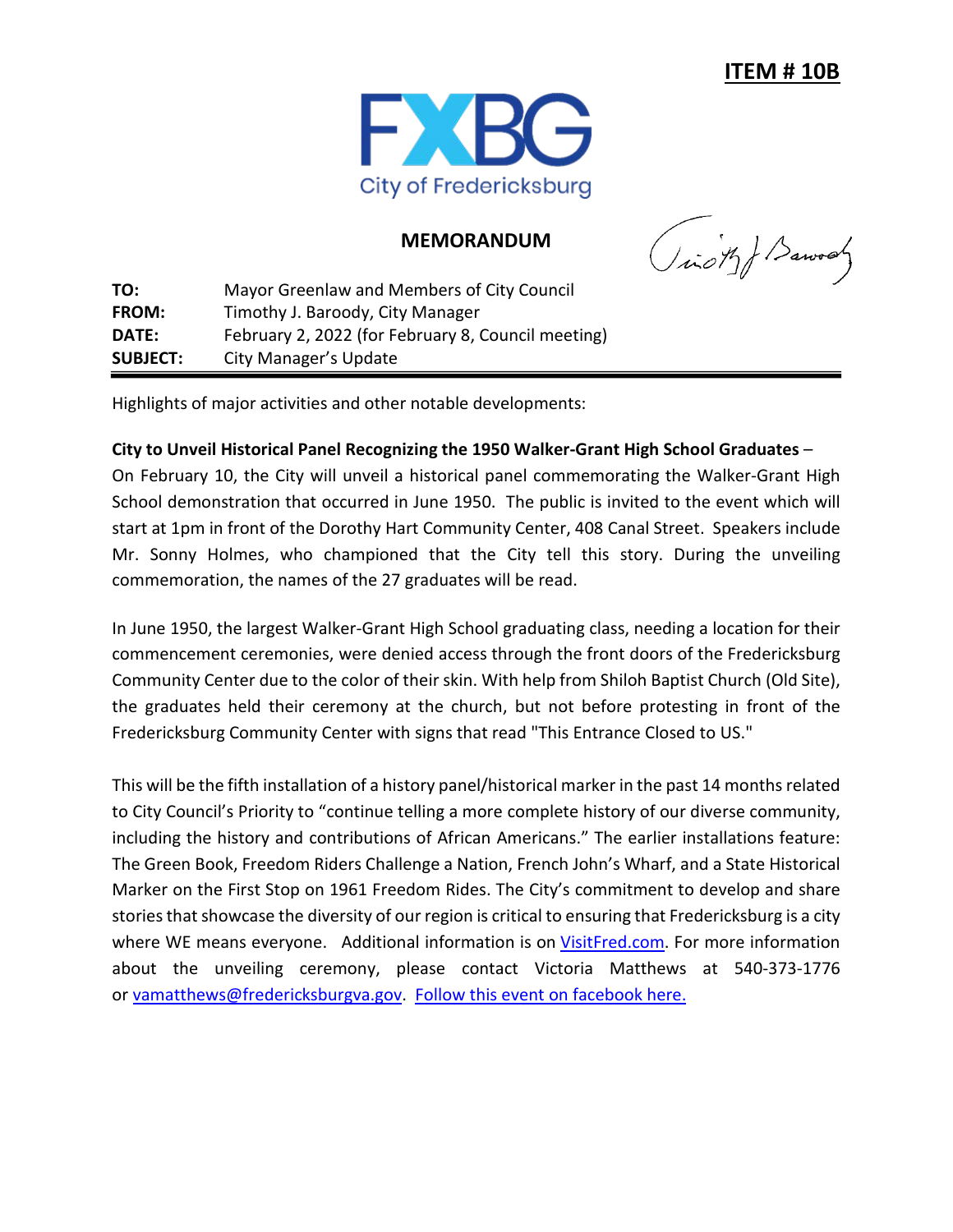**ITEM # 10B**

FXBG
City of Fredericksburg

## MEMORANDUM

| | |
|---|---|
| **TO:** | Mayor Greenlaw and Members of City Council |
| **FROM:** | Timothy J. Baroody, City Manager |
| **DATE:** | February 2, 2022 (for February 8, Council meeting) |
| **SUBJECT:** | City Manager's Update |

Highlights of major activities and other notable developments:

**City to Unveil Historical Panel Recognizing the 1950 Walker-Grant High School Graduates** – On February 10, the City will unveil a historical panel commemorating the Walker-Grant High School demonstration that occurred in June 1950. The public is invited to the event which will start at 1pm in front of the Dorothy Hart Community Center, 408 Canal Street. Speakers include Mr. Sonny Holmes, who championed that the City tell this story. During the unveiling commemoration, the names of the 27 graduates will be read.

In June 1950, the largest Walker-Grant High School graduating class, needing a location for their commencement ceremonies, were denied access through the front doors of the Fredericksburg Community Center due to the color of their skin. With help from Shiloh Baptist Church (Old Site), the graduates held their ceremony at the church, but not before protesting in front of the Fredericksburg Community Center with signs that read "This Entrance Closed to US."

This will be the fifth installation of a history panel/historical marker in the past 14 months related to City Council's Priority to "continue telling a more complete history of our diverse community, including the history and contributions of African Americans." The earlier installations feature: The Green Book, Freedom Riders Challenge a Nation, French John's Wharf, and a State Historical Marker on the First Stop on 1961 Freedom Rides. The City's commitment to develop and share stories that showcase the diversity of our region is critical to ensuring that Fredericksburg is a city where WE means everyone. Additional information is on VisitFred.com. For more information about the unveiling ceremony, please contact Victoria Matthews at 540-373-1776 or vamatthews@fredericksburgva.gov. Follow this event on facebook here.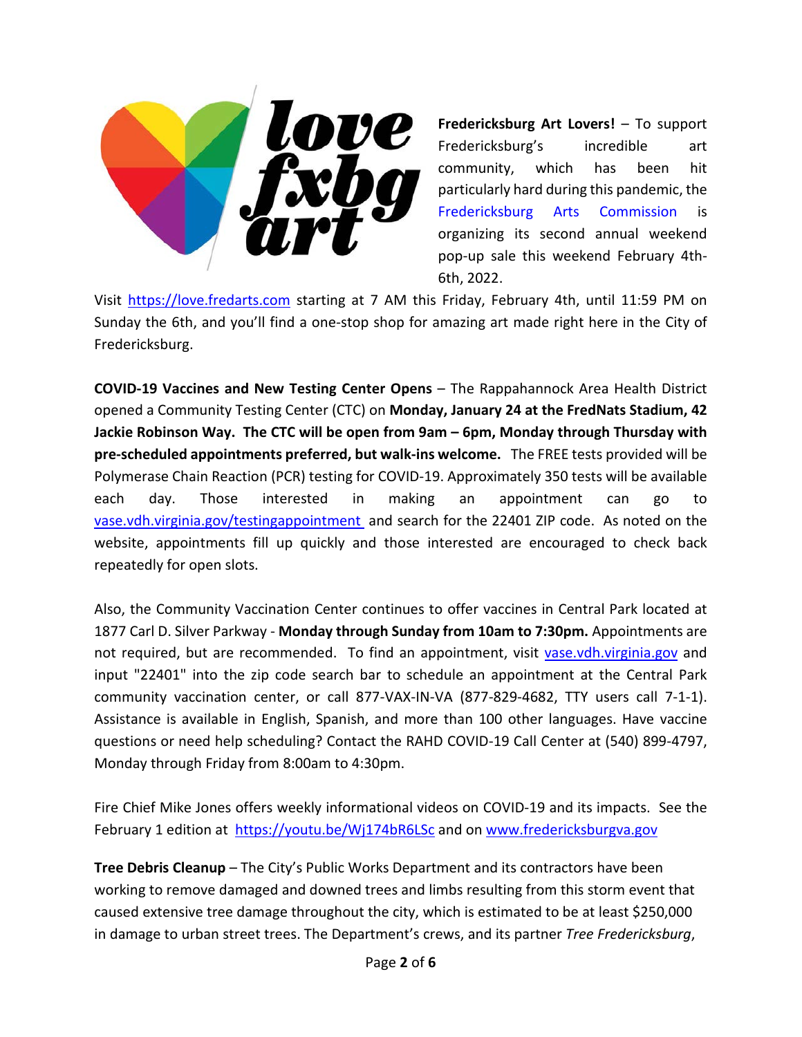**Fredericksburg Art Lovers!** – To support Fredericksburg's incredible art community, which has been hit particularly hard during this pandemic, the Fredericksburg Arts Commission is organizing its second annual weekend pop-up sale this weekend February 4th-6th, 2022.

Visit https://love.fredarts.com starting at 7 AM this Friday, February 4th, until 11:59 PM on Sunday the 6th, and you'll find a one-stop shop for amazing art made right here in the City of Fredericksburg.

**COVID-19 Vaccines and New Testing Center Opens** – The Rappahannock Area Health District opened a Community Testing Center (CTC) on **Monday, January 24 at the FredNats Stadium, 42 Jackie Robinson Way. The CTC will be open from 9am – 6pm, Monday through Thursday with pre-scheduled appointments preferred, but walk-ins welcome.** The FREE tests provided will be Polymerase Chain Reaction (PCR) testing for COVID-19. Approximately 350 tests will be available each day. Those interested in making an appointment can go to vase.vdh.virginia.gov/testingappointment and search for the 22401 ZIP code. As noted on the website, appointments fill up quickly and those interested are encouraged to check back repeatedly for open slots.

Also, the Community Vaccination Center continues to offer vaccines in Central Park located at 1877 Carl D. Silver Parkway - **Monday through Sunday from 10am to 7:30pm.** Appointments are not required, but are recommended. To find an appointment, visit vase.vdh.virginia.gov and input "22401" into the zip code search bar to schedule an appointment at the Central Park community vaccination center, or call 877-VAX-IN-VA (877-829-4682, TTY users call 7-1-1). Assistance is available in English, Spanish, and more than 100 other languages. Have vaccine questions or need help scheduling? Contact the RAHD COVID-19 Call Center at (540) 899-4797, Monday through Friday from 8:00am to 4:30pm.

Fire Chief Mike Jones offers weekly informational videos on COVID-19 and its impacts. See the February 1 edition at https://youtu.be/Wj174bR6LSc and on www.fredericksburgva.gov

**Tree Debris Cleanup** – The City's Public Works Department and its contractors have been working to remove damaged and downed trees and limbs resulting from this storm event that caused extensive tree damage throughout the city, which is estimated to be at least $250,000 in damage to urban street trees. The Department's crews, and its partner *Tree Fredericksburg*,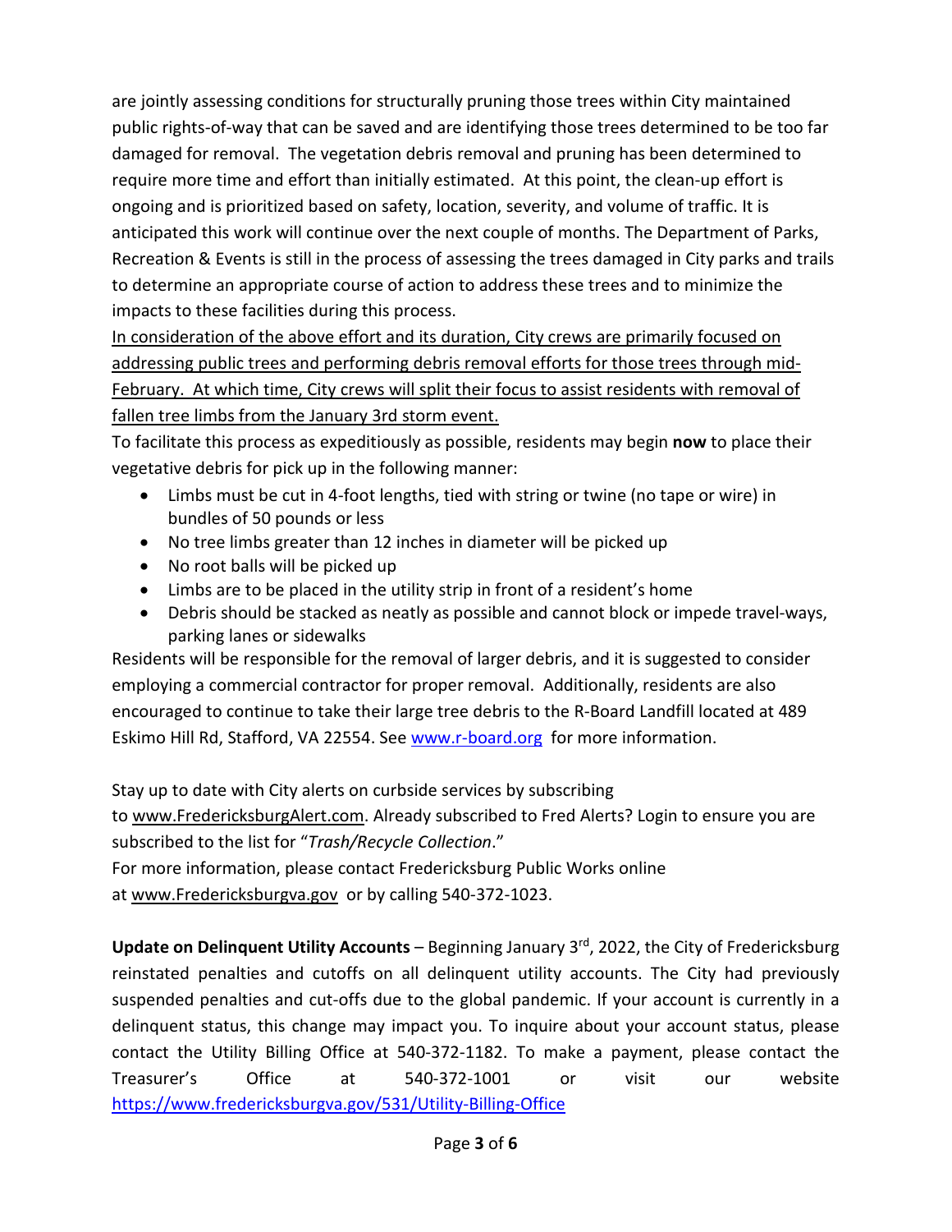are jointly assessing conditions for structurally pruning those trees within City maintained public rights-of-way that can be saved and are identifying those trees determined to be too far damaged for removal. The vegetation debris removal and pruning has been determined to require more time and effort than initially estimated. At this point, the clean-up effort is ongoing and is prioritized based on safety, location, severity, and volume of traffic. It is anticipated this work will continue over the next couple of months. The Department of Parks, Recreation & Events is still in the process of assessing the trees damaged in City parks and trails to determine an appropriate course of action to address these trees and to minimize the impacts to these facilities during this process.

In consideration of the above effort and its duration, City crews are primarily focused on addressing public trees and performing debris removal efforts for those trees through mid-February. At which time, City crews will split their focus to assist residents with removal of fallen tree limbs from the January 3rd storm event.

To facilitate this process as expeditiously as possible, residents may begin **now** to place their vegetative debris for pick up in the following manner:

- Limbs must be cut in 4-foot lengths, tied with string or twine (no tape or wire) in bundles of 50 pounds or less
- No tree limbs greater than 12 inches in diameter will be picked up
- No root balls will be picked up
- Limbs are to be placed in the utility strip in front of a resident's home
- Debris should be stacked as neatly as possible and cannot block or impede travel-ways, parking lanes or sidewalks

Residents will be responsible for the removal of larger debris, and it is suggested to consider employing a commercial contractor for proper removal. Additionally, residents are also encouraged to continue to take their large tree debris to the R-Board Landfill located at 489 Eskimo Hill Rd, Stafford, VA 22554. See www.r-board.org for more information.

Stay up to date with City alerts on curbside services by subscribing to www.FredericksburgAlert.com. Already subscribed to Fred Alerts? Login to ensure you are subscribed to the list for "*Trash/Recycle Collection*."

For more information, please contact Fredericksburg Public Works online at www.Fredericksburgva.gov or by calling 540-372-1023.

**Update on Delinquent Utility Accounts** – Beginning January 3rd, 2022, the City of Fredericksburg reinstated penalties and cutoffs on all delinquent utility accounts. The City had previously suspended penalties and cut-offs due to the global pandemic. If your account is currently in a delinquent status, this change may impact you. To inquire about your account status, please contact the Utility Billing Office at 540-372-1182. To make a payment, please contact the Treasurer's Office at 540-372-1001 or visit our website https://www.fredericksburgva.gov/531/Utility-Billing-Office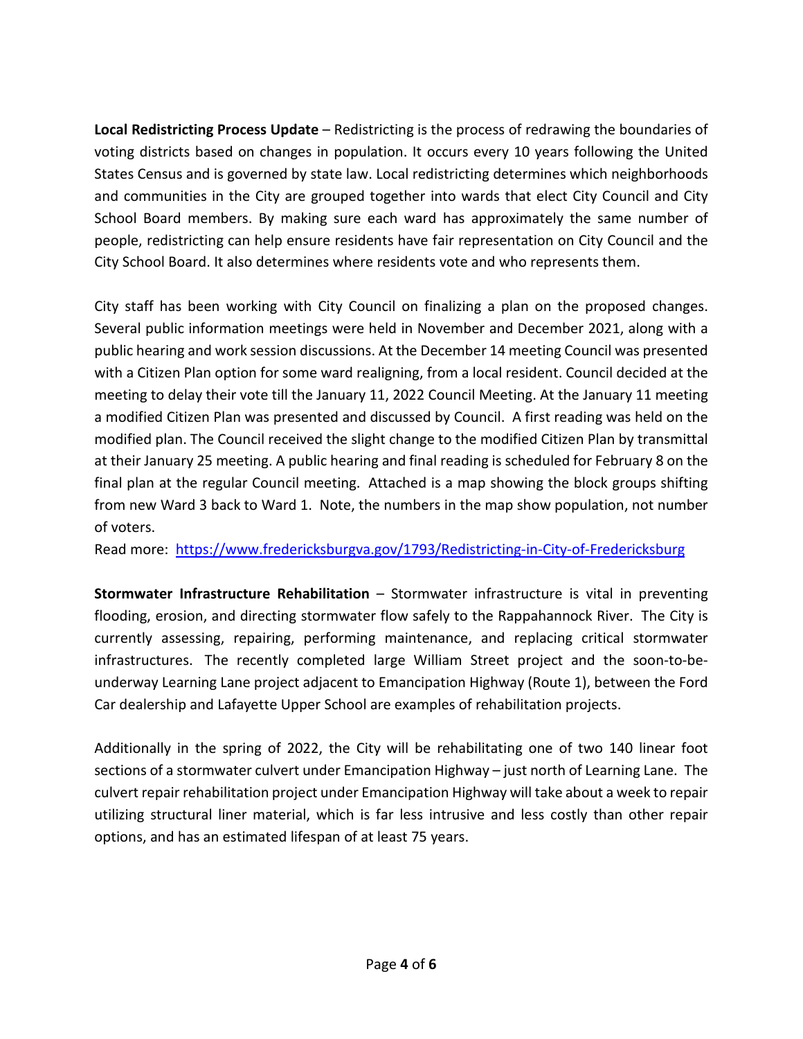**Local Redistricting Process Update** – Redistricting is the process of redrawing the boundaries of voting districts based on changes in population. It occurs every 10 years following the United States Census and is governed by state law. Local redistricting determines which neighborhoods and communities in the City are grouped together into wards that elect City Council and City School Board members. By making sure each ward has approximately the same number of people, redistricting can help ensure residents have fair representation on City Council and the City School Board. It also determines where residents vote and who represents them.

City staff has been working with City Council on finalizing a plan on the proposed changes. Several public information meetings were held in November and December 2021, along with a public hearing and work session discussions. At the December 14 meeting Council was presented with a Citizen Plan option for some ward realigning, from a local resident. Council decided at the meeting to delay their vote till the January 11, 2022 Council Meeting. At the January 11 meeting a modified Citizen Plan was presented and discussed by Council. A first reading was held on the modified plan. The Council received the slight change to the modified Citizen Plan by transmittal at their January 25 meeting. A public hearing and final reading is scheduled for February 8 on the final plan at the regular Council meeting. Attached is a map showing the block groups shifting from new Ward 3 back to Ward 1. Note, the numbers in the map show population, not number of voters.

Read more: [https://www.fredericksburgva.gov/1793/Redistricting-in-City-of-Fredericksburg](https://www.fredericksburgva.gov/1793/Redistricting-in-City-of-Fredericksburg)

**Stormwater Infrastructure Rehabilitation** – Stormwater infrastructure is vital in preventing flooding, erosion, and directing stormwater flow safely to the Rappahannock River. The City is currently assessing, repairing, performing maintenance, and replacing critical stormwater infrastructures. The recently completed large William Street project and the soon-to-be-underway Learning Lane project adjacent to Emancipation Highway (Route 1), between the Ford Car dealership and Lafayette Upper School are examples of rehabilitation projects.

Additionally in the spring of 2022, the City will be rehabilitating one of two 140 linear foot sections of a stormwater culvert under Emancipation Highway – just north of Learning Lane. The culvert repair rehabilitation project under Emancipation Highway will take about a week to repair utilizing structural liner material, which is far less intrusive and less costly than other repair options, and has an estimated lifespan of at least 75 years.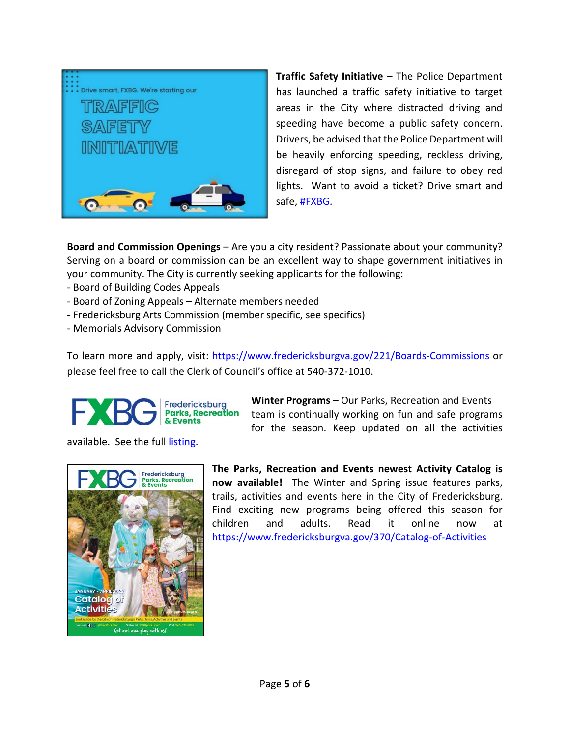**Traffic Safety Initiative** – The Police Department has launched a traffic safety initiative to target areas in the City where distracted driving and speeding have become a public safety concern. Drivers, be advised that the Police Department will be heavily enforcing speeding, reckless driving, disregard of stop signs, and failure to obey red lights. Want to avoid a ticket? Drive smart and safe, #FXBG.

**Board and Commission Openings** – Are you a city resident? Passionate about your community? Serving on a board or commission can be an excellent way to shape government initiatives in your community. The City is currently seeking applicants for the following:

- Board of Building Codes Appeals
- Board of Zoning Appeals – Alternate members needed
- Fredericksburg Arts Commission (member specific, see specifics)
- Memorials Advisory Commission

To learn more and apply, visit: [https://www.fredericksburgva.gov/221/Boards-Commissions](https://www.fredericksburgva.gov/221/Boards-Commissions) or please feel free to call the Clerk of Council's office at 540-372-1010.

**Winter Programs** – Our Parks, Recreation and Events team is continually working on fun and safe programs for the season. Keep updated on all the activities available. See the full listing.

**The Parks, Recreation and Events newest Activity Catalog is now available!** The Winter and Spring issue features parks, trails, activities and events here in the City of Fredericksburg. Find exciting new programs being offered this season for children and adults. Read it online now at [https://www.fredericksburgva.gov/370/Catalog-of-Activities](https://www.fredericksburgva.gov/370/Catalog-of-Activities)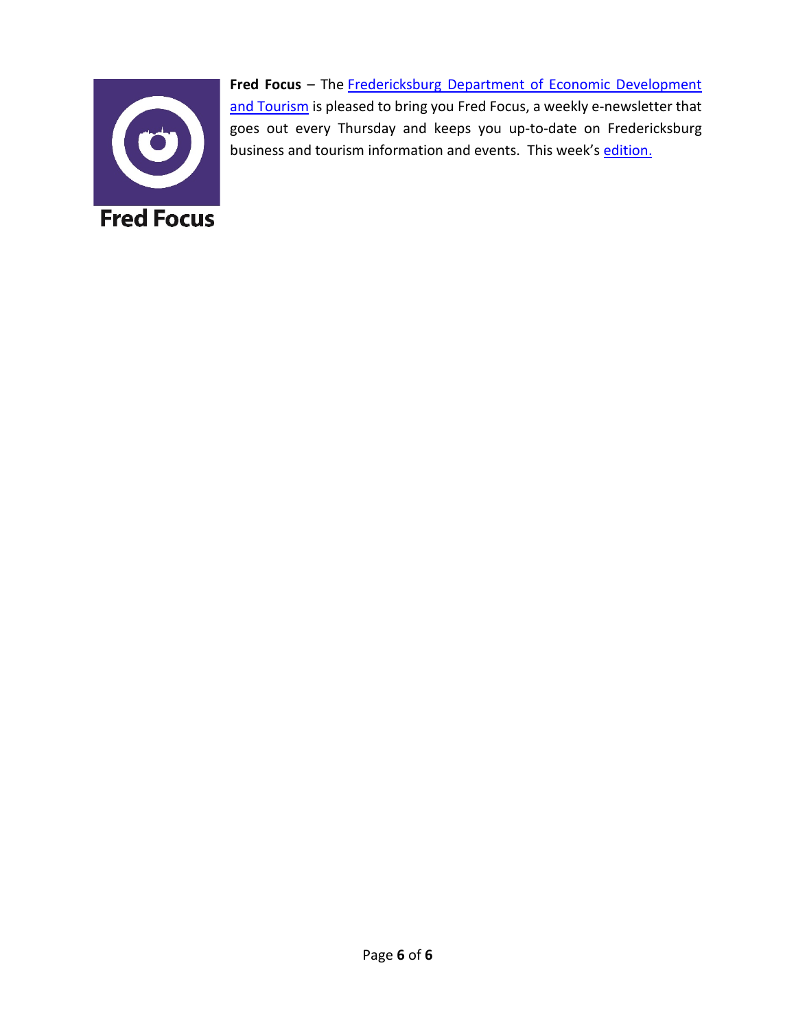Fred Focus

**Fred Focus** – The Fredericksburg Department of Economic Development and Tourism is pleased to bring you Fred Focus, a weekly e-newsletter that goes out every Thursday and keeps you up-to-date on Fredericksburg business and tourism information and events. This week's edition.